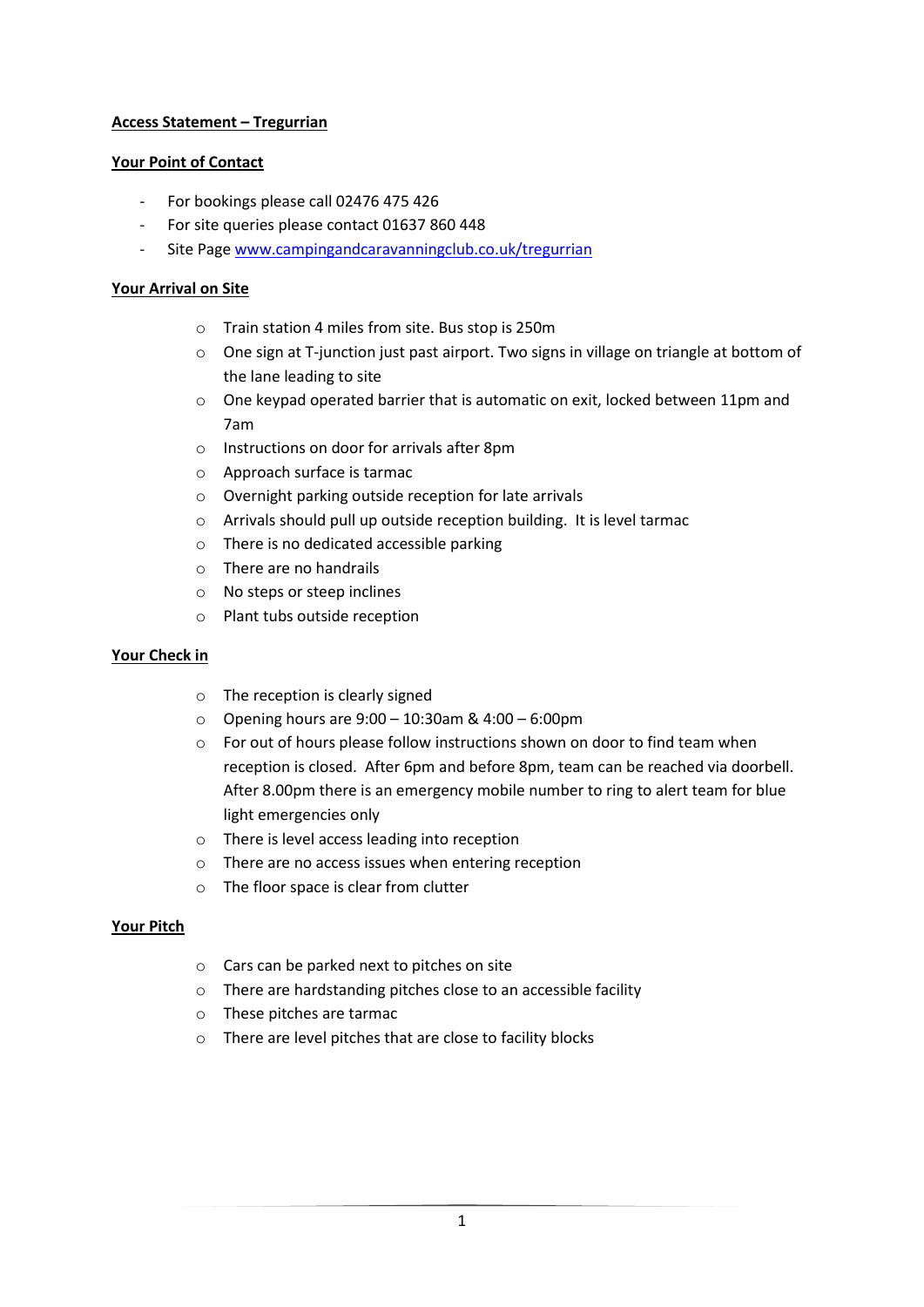# Access Statement – Tregurrian

## Your Point of Contact

- For bookings please call 02476 475 426
- For site queries please contact 01637 860 448
- Site Page www.campingandcaravanningclub.co.uk/tregurrian

## Your Arrival on Site

- Train station 4 miles from site. Bus stop is 250m
- One sign at T-junction just past airport. Two signs in village on triangle at bottom of the lane leading to site
- One keypad operated barrier that is automatic on exit, locked between 11pm and 7am
- Instructions on door for arrivals after 8pm
- Approach surface is tarmac
- Overnight parking outside reception for late arrivals
- Arrivals should pull up outside reception building. It is level tarmac
- There is no dedicated accessible parking
- There are no handrails
- No steps or steep inclines
- Plant tubs outside reception

## Your Check in

- The reception is clearly signed
- Opening hours are 9:00 – 10:30am & 4:00 – 6:00pm
- For out of hours please follow instructions shown on door to find team when reception is closed. After 6pm and before 8pm, team can be reached via doorbell. After 8.00pm there is an emergency mobile number to ring to alert team for blue light emergencies only
- There is level access leading into reception
- There are no access issues when entering reception
- The floor space is clear from clutter

## Your Pitch

- Cars can be parked next to pitches on site
- There are hardstanding pitches close to an accessible facility
- These pitches are tarmac
- There are level pitches that are close to facility blocks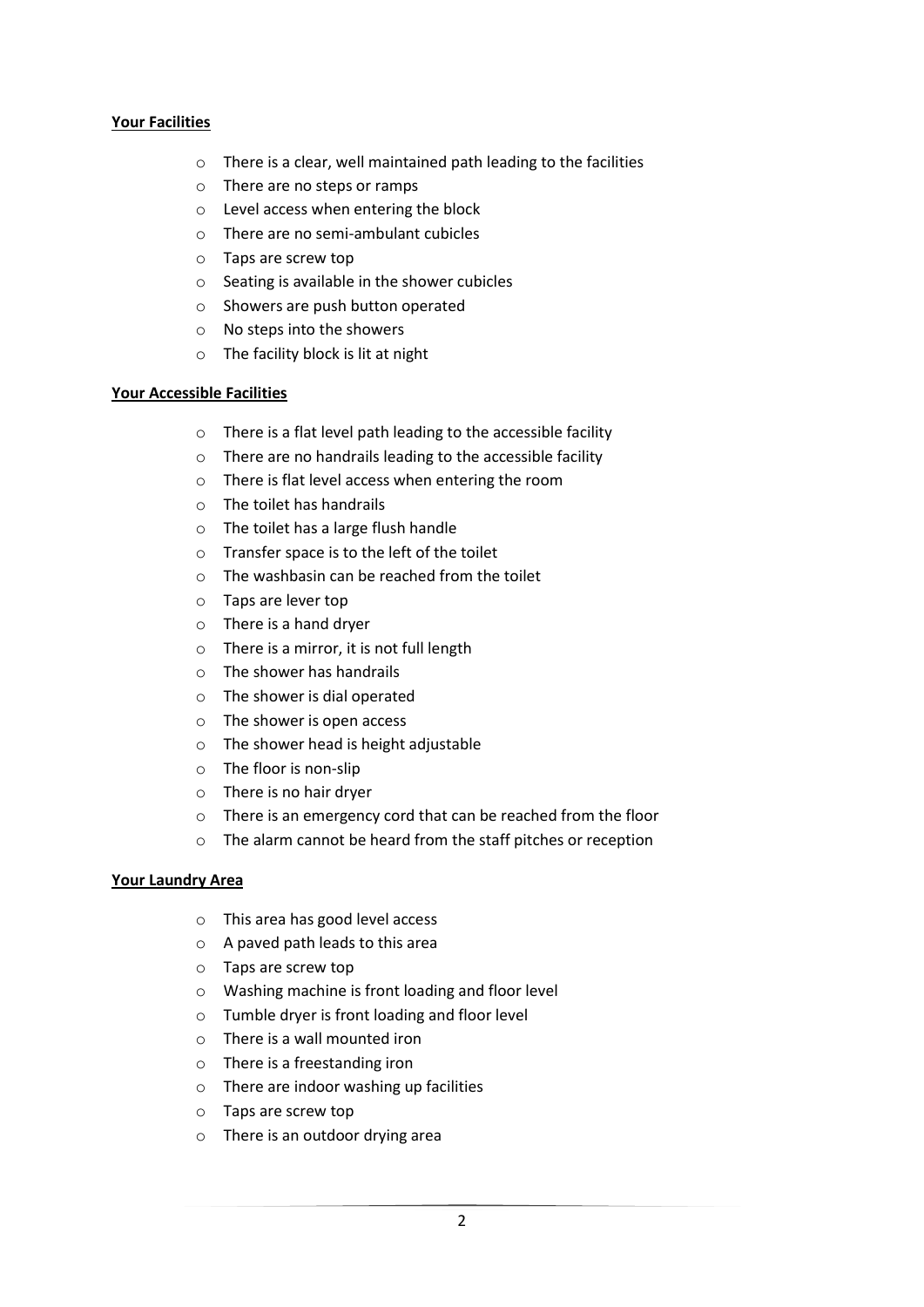**Your Facilities**

- There is a clear, well maintained path leading to the facilities
- There are no steps or ramps
- Level access when entering the block
- There are no semi-ambulant cubicles
- Taps are screw top
- Seating is available in the shower cubicles
- Showers are push button operated
- No steps into the showers
- The facility block is lit at night

**Your Accessible Facilities**

- There is a flat level path leading to the accessible facility
- There are no handrails leading to the accessible facility
- There is flat level access when entering the room
- The toilet has handrails
- The toilet has a large flush handle
- Transfer space is to the left of the toilet
- The washbasin can be reached from the toilet
- Taps are lever top
- There is a hand dryer
- There is a mirror, it is not full length
- The shower has handrails
- The shower is dial operated
- The shower is open access
- The shower head is height adjustable
- The floor is non-slip
- There is no hair dryer
- There is an emergency cord that can be reached from the floor
- The alarm cannot be heard from the staff pitches or reception

**Your Laundry Area**

- This area has good level access
- A paved path leads to this area
- Taps are screw top
- Washing machine is front loading and floor level
- Tumble dryer is front loading and floor level
- There is a wall mounted iron
- There is a freestanding iron
- There are indoor washing up facilities
- Taps are screw top
- There is an outdoor drying area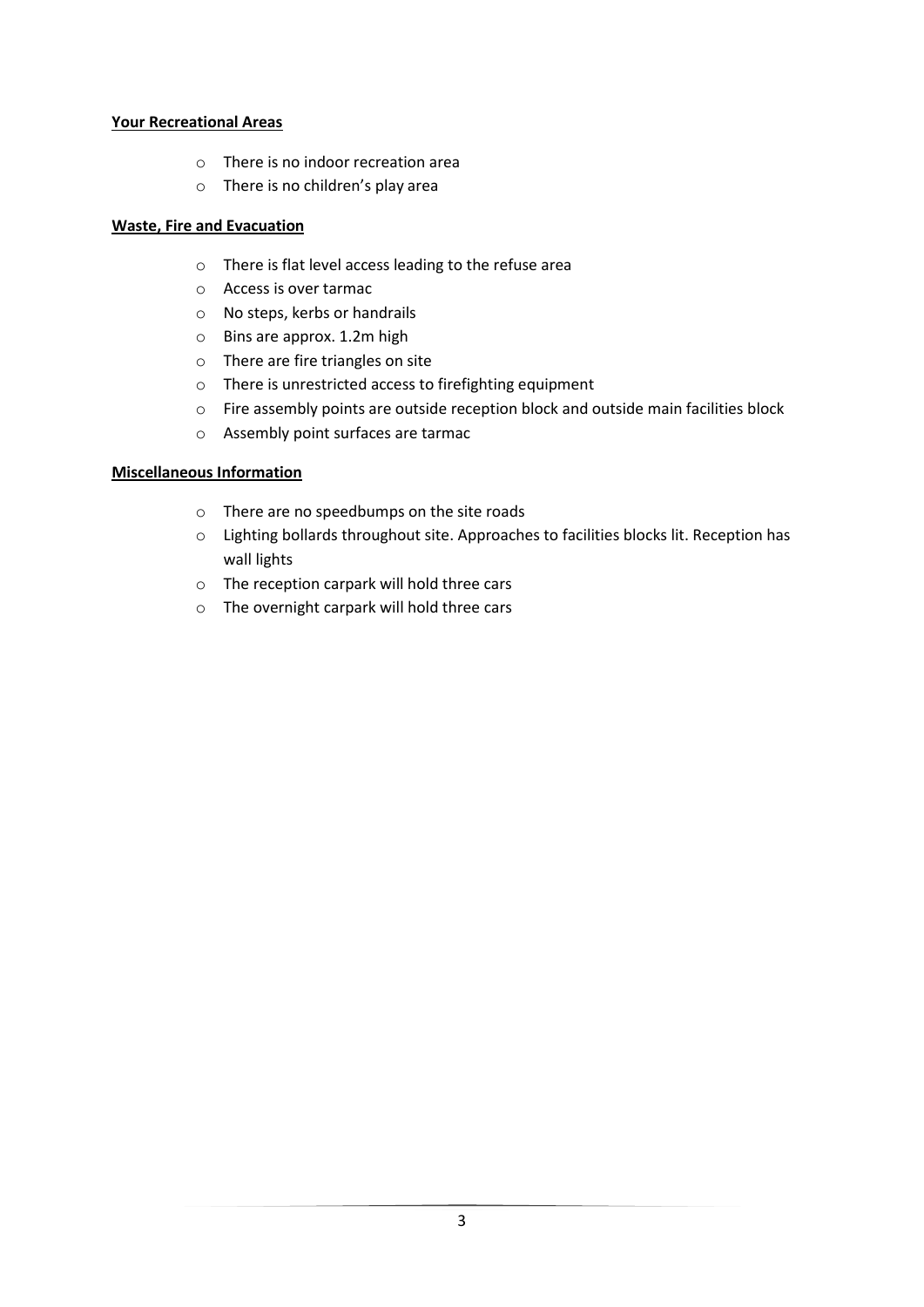**Your Recreational Areas**

- There is no indoor recreation area
- There is no children's play area

**Waste, Fire and Evacuation**

- There is flat level access leading to the refuse area
- Access is over tarmac
- No steps, kerbs or handrails
- Bins are approx. 1.2m high
- There are fire triangles on site
- There is unrestricted access to firefighting equipment
- Fire assembly points are outside reception block and outside main facilities block
- Assembly point surfaces are tarmac

**Miscellaneous Information**

- There are no speedbumps on the site roads
- Lighting bollards throughout site. Approaches to facilities blocks lit. Reception has wall lights
- The reception carpark will hold three cars
- The overnight carpark will hold three cars